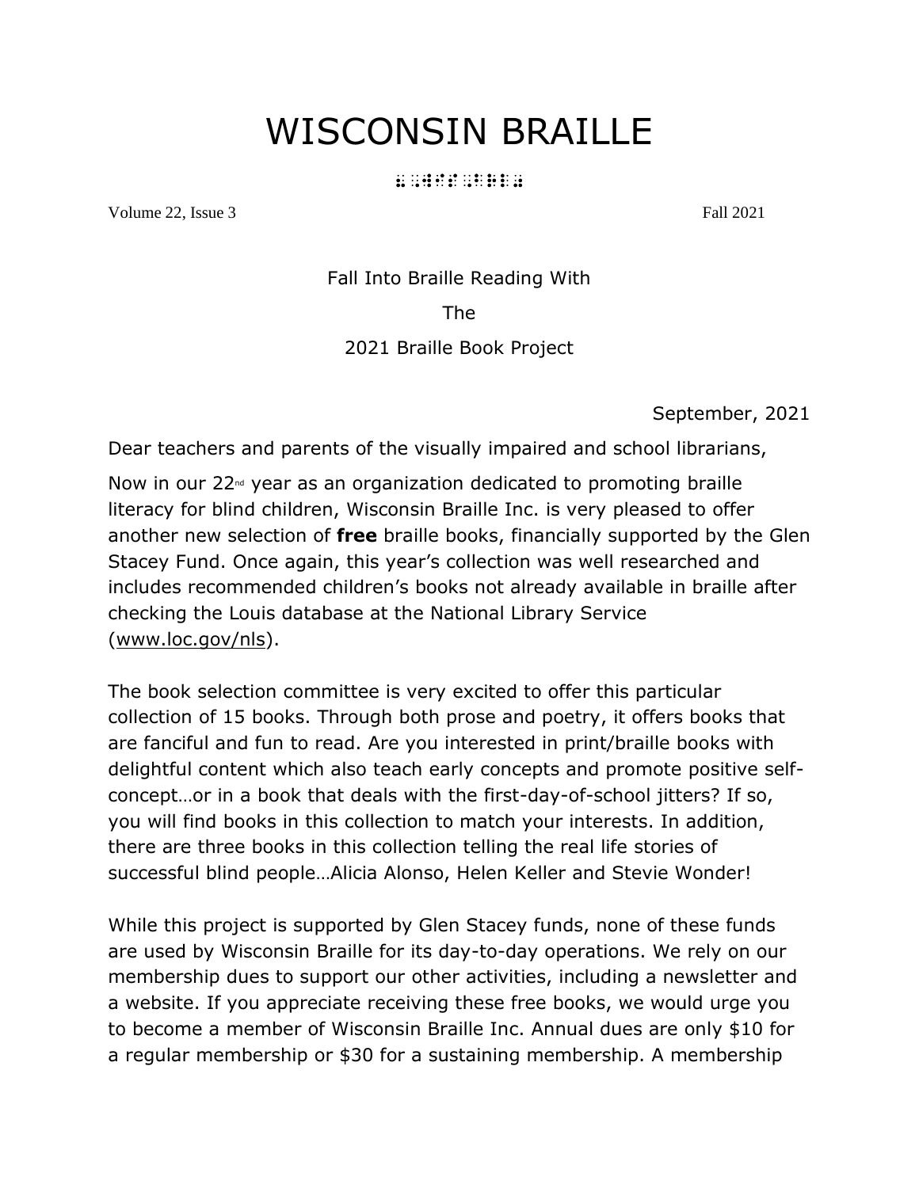# WISCONSIN BRAILLE

⠠⠺⠊⠎⠉⠕⠝⠎⠊⠝ ⠠⠃⠗⠇

Volume 22, Issue 3 Fall 2021

Fall Into Braille Reading With

The

2021 Braille Book Project

September, 2021

Dear teachers and parents of the visually impaired and school librarians,

Now in our 22nd year as an organization dedicated to promoting braille literacy for blind children, Wisconsin Braille Inc. is very pleased to offer another new selection of **free** braille books, financially supported by the Glen Stacey Fund. Once again, this year's collection was well researched and includes recommended children's books not already available in braille after checking the Louis database at the National Library Service (www.loc.gov/nls).

The book selection committee is very excited to offer this particular collection of 15 books. Through both prose and poetry, it offers books that are fanciful and fun to read. Are you interested in print/braille books with delightful content which also teach early concepts and promote positive self-concept…or in a book that deals with the first-day-of-school jitters? If so, you will find books in this collection to match your interests. In addition, there are three books in this collection telling the real life stories of successful blind people…Alicia Alonso, Helen Keller and Stevie Wonder!

While this project is supported by Glen Stacey funds, none of these funds are used by Wisconsin Braille for its day-to-day operations. We rely on our membership dues to support our other activities, including a newsletter and a website. If you appreciate receiving these free books, we would urge you to become a member of Wisconsin Braille Inc. Annual dues are only $10 for a regular membership or $30 for a sustaining membership. A membership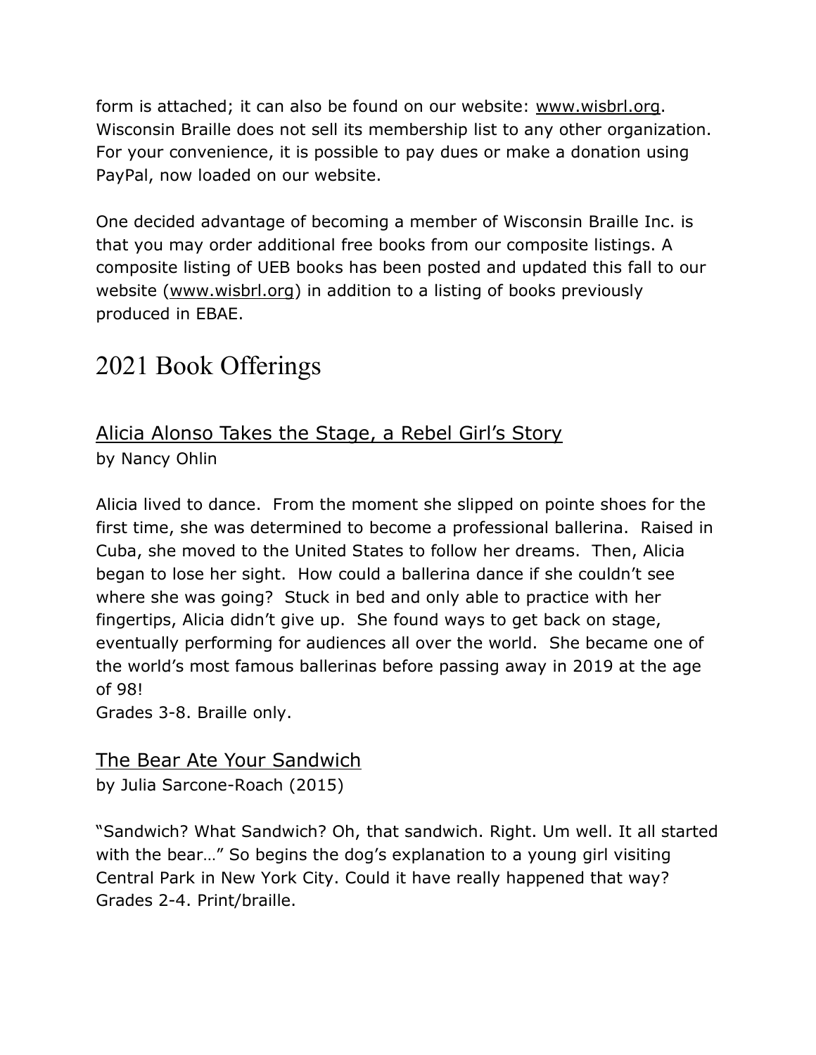form is attached; it can also be found on our website: www.wisbrl.org. Wisconsin Braille does not sell its membership list to any other organization. For your convenience, it is possible to pay dues or make a donation using PayPal, now loaded on our website.

One decided advantage of becoming a member of Wisconsin Braille Inc. is that you may order additional free books from our composite listings. A composite listing of UEB books has been posted and updated this fall to our website (www.wisbrl.org) in addition to a listing of books previously produced in EBAE.

# 2021 Book Offerings

## Alicia Alonso Takes the Stage, a Rebel Girl's Story

by Nancy Ohlin

Alicia lived to dance. From the moment she slipped on pointe shoes for the first time, she was determined to become a professional ballerina. Raised in Cuba, she moved to the United States to follow her dreams. Then, Alicia began to lose her sight. How could a ballerina dance if she couldn't see where she was going? Stuck in bed and only able to practice with her fingertips, Alicia didn't give up. She found ways to get back on stage, eventually performing for audiences all over the world. She became one of the world's most famous ballerinas before passing away in 2019 at the age of 98!
Grades 3-8. Braille only.

## The Bear Ate Your Sandwich

by Julia Sarcone-Roach (2015)

"Sandwich? What Sandwich? Oh, that sandwich. Right. Um well. It all started with the bear…" So begins the dog's explanation to a young girl visiting Central Park in New York City. Could it have really happened that way?
Grades 2-4. Print/braille.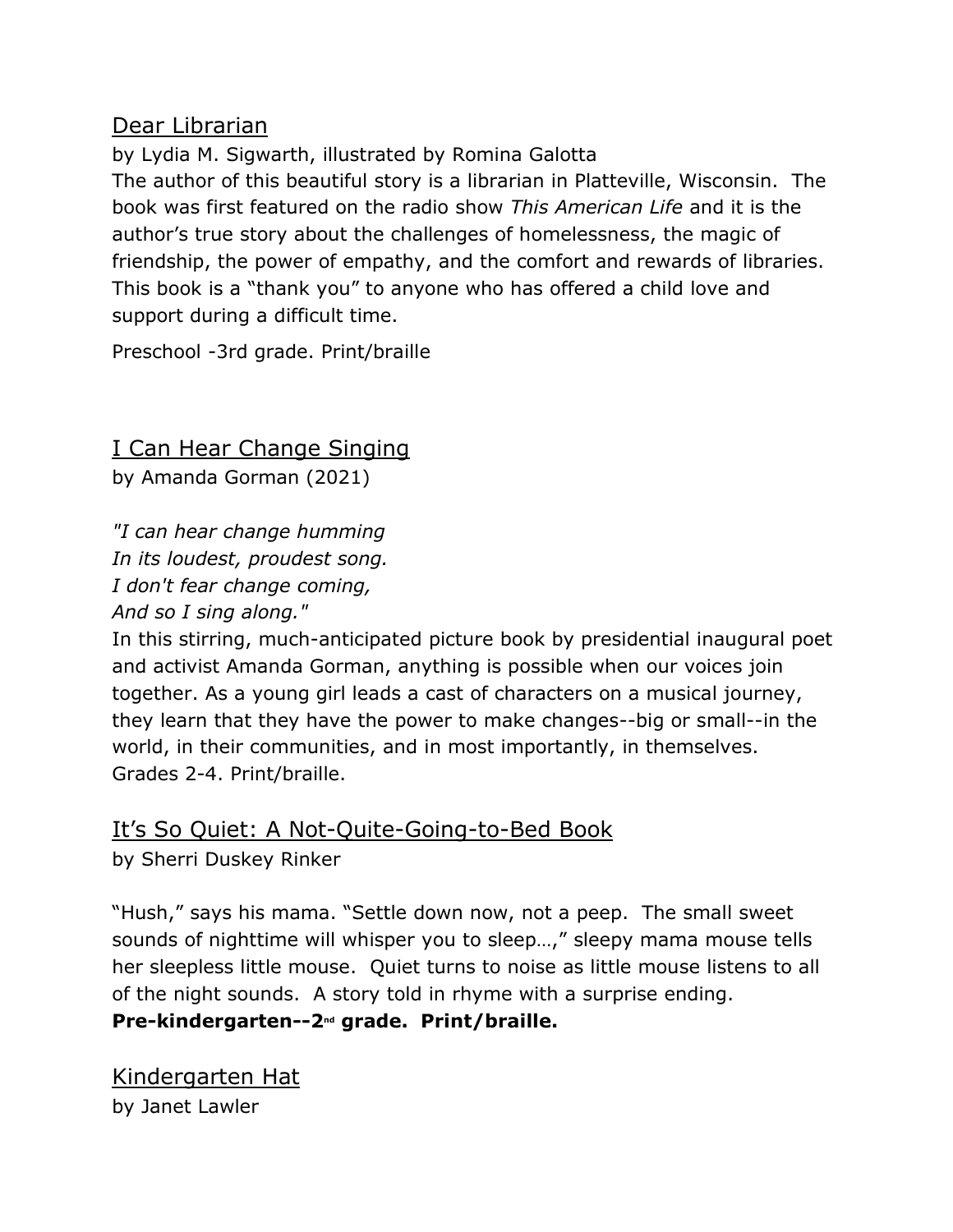Dear Librarian

by Lydia M. Sigwarth, illustrated by Romina Galotta

The author of this beautiful story is a librarian in Platteville, Wisconsin. The book was first featured on the radio show *This American Life* and it is the author's true story about the challenges of homelessness, the magic of friendship, the power of empathy, and the comfort and rewards of libraries. This book is a "thank you" to anyone who has offered a child love and support during a difficult time.

Preschool -3rd grade. Print/braille

I Can Hear Change Singing

by Amanda Gorman (2021)

*"I can hear change humming*
*In its loudest, proudest song.*
*I don't fear change coming,*
*And so I sing along."*

In this stirring, much-anticipated picture book by presidential inaugural poet and activist Amanda Gorman, anything is possible when our voices join together. As a young girl leads a cast of characters on a musical journey, they learn that they have the power to make changes--big or small--in the world, in their communities, and in most importantly, in themselves.
Grades 2-4. Print/braille.

It's So Quiet: A Not-Quite-Going-to-Bed Book

by Sherri Duskey Rinker

"Hush," says his mama. "Settle down now, not a peep. The small sweet sounds of nighttime will whisper you to sleep…," sleepy mama mouse tells her sleepless little mouse. Quiet turns to noise as little mouse listens to all of the night sounds. A story told in rhyme with a surprise ending.
**Pre-kindergarten--2nd grade. Print/braille.**

Kindergarten Hat

by Janet Lawler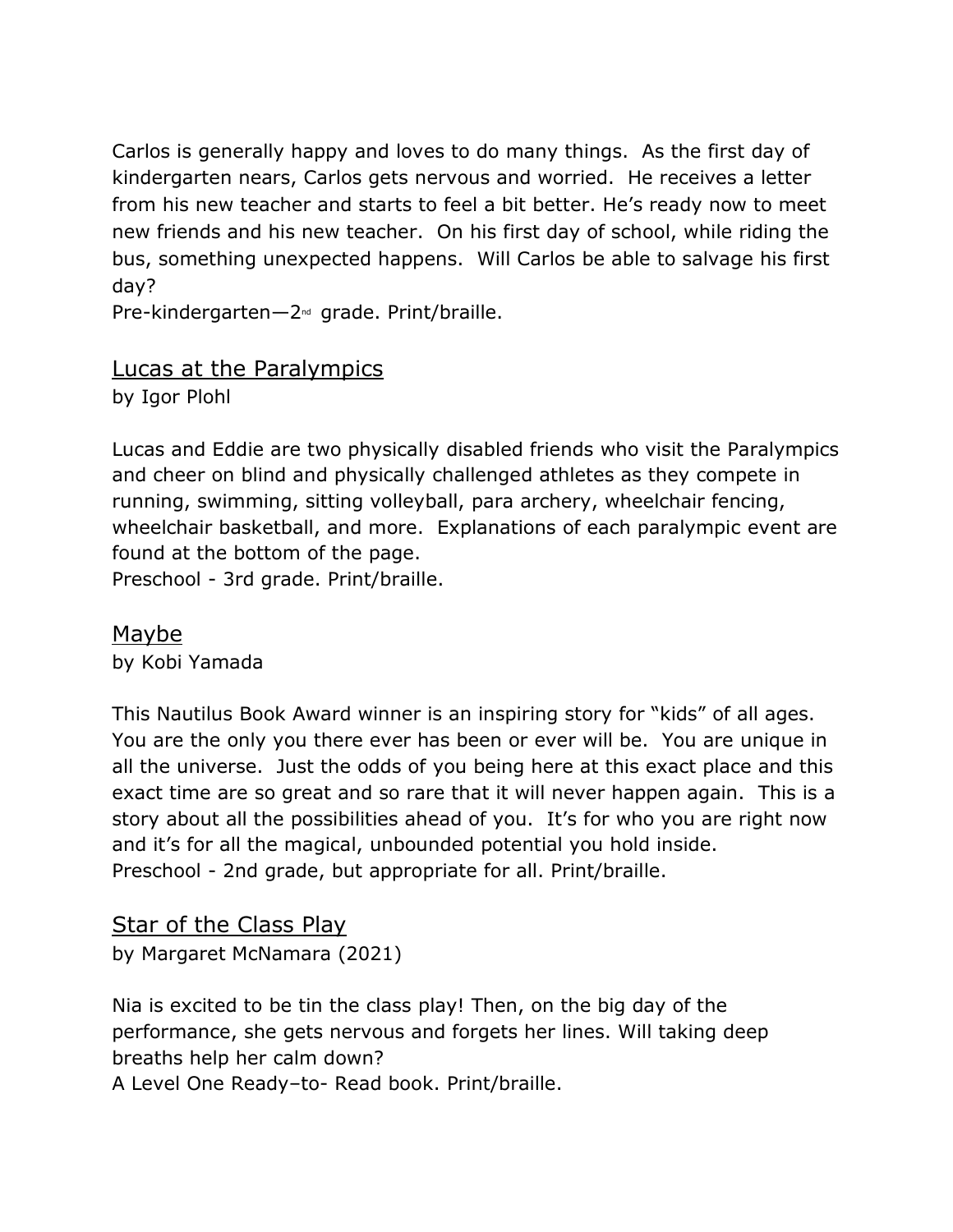Carlos is generally happy and loves to do many things. As the first day of kindergarten nears, Carlos gets nervous and worried. He receives a letter from his new teacher and starts to feel a bit better. He's ready now to meet new friends and his new teacher. On his first day of school, while riding the bus, something unexpected happens. Will Carlos be able to salvage his first day?
Pre-kindergarten—2nd grade. Print/braille.

## Lucas at the Paralympics

by Igor Plohl

Lucas and Eddie are two physically disabled friends who visit the Paralympics and cheer on blind and physically challenged athletes as they compete in running, swimming, sitting volleyball, para archery, wheelchair fencing, wheelchair basketball, and more. Explanations of each paralympic event are found at the bottom of the page.
Preschool - 3rd grade. Print/braille.

## Maybe

by Kobi Yamada

This Nautilus Book Award winner is an inspiring story for "kids" of all ages. You are the only you there ever has been or ever will be. You are unique in all the universe. Just the odds of you being here at this exact place and this exact time are so great and so rare that it will never happen again. This is a story about all the possibilities ahead of you. It's for who you are right now and it's for all the magical, unbounded potential you hold inside.
Preschool - 2nd grade, but appropriate for all. Print/braille.

## Star of the Class Play

by Margaret McNamara (2021)

Nia is excited to be tin the class play! Then, on the big day of the performance, she gets nervous and forgets her lines. Will taking deep breaths help her calm down?
A Level One Ready–to- Read book. Print/braille.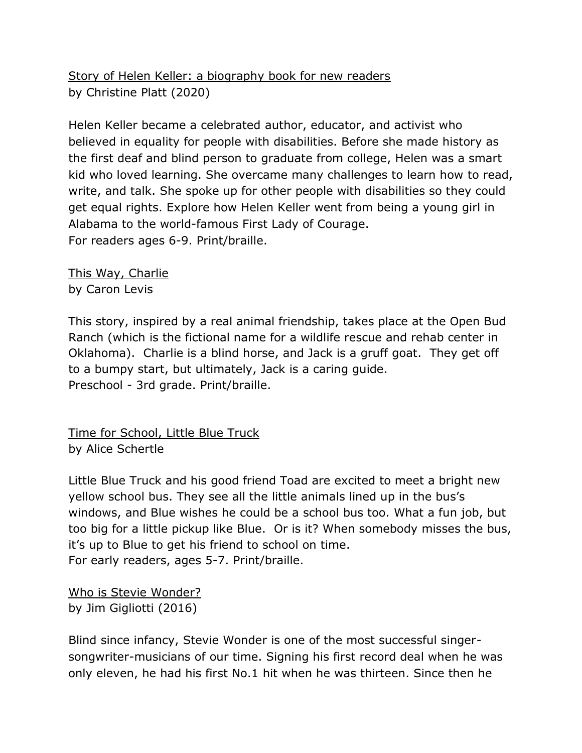Story of Helen Keller: a biography book for new readers
by Christine Platt (2020)

Helen Keller became a celebrated author, educator, and activist who believed in equality for people with disabilities. Before she made history as the first deaf and blind person to graduate from college, Helen was a smart kid who loved learning. She overcame many challenges to learn how to read, write, and talk. She spoke up for other people with disabilities so they could get equal rights. Explore how Helen Keller went from being a young girl in Alabama to the world-famous First Lady of Courage.
For readers ages 6-9. Print/braille.

This Way, Charlie
by Caron Levis

This story, inspired by a real animal friendship, takes place at the Open Bud Ranch (which is the fictional name for a wildlife rescue and rehab center in Oklahoma). Charlie is a blind horse, and Jack is a gruff goat. They get off to a bumpy start, but ultimately, Jack is a caring guide.
Preschool - 3rd grade. Print/braille.

Time for School, Little Blue Truck
by Alice Schertle

Little Blue Truck and his good friend Toad are excited to meet a bright new yellow school bus. They see all the little animals lined up in the bus's windows, and Blue wishes he could be a school bus too. What a fun job, but too big for a little pickup like Blue. Or is it? When somebody misses the bus, it's up to Blue to get his friend to school on time.
For early readers, ages 5-7. Print/braille.

Who is Stevie Wonder?
by Jim Gigliotti (2016)

Blind since infancy, Stevie Wonder is one of the most successful singer-songwriter-musicians of our time. Signing his first record deal when he was only eleven, he had his first No.1 hit when he was thirteen. Since then he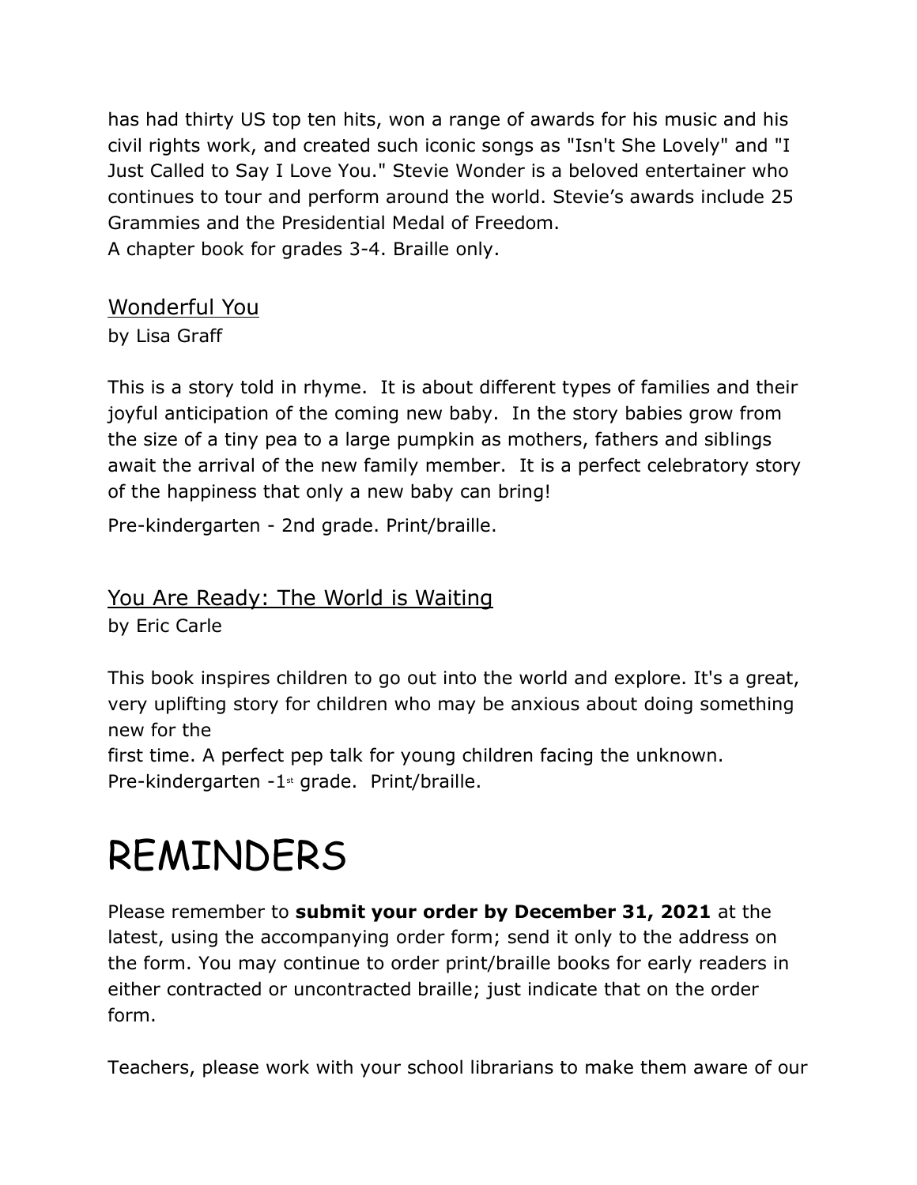has had thirty US top ten hits, won a range of awards for his music and his civil rights work, and created such iconic songs as "Isn't She Lovely" and "I Just Called to Say I Love You." Stevie Wonder is a beloved entertainer who continues to tour and perform around the world. Stevie's awards include 25 Grammies and the Presidential Medal of Freedom.
A chapter book for grades 3-4. Braille only.

### Wonderful You
by Lisa Graff

This is a story told in rhyme. It is about different types of families and their joyful anticipation of the coming new baby. In the story babies grow from the size of a tiny pea to a large pumpkin as mothers, fathers and siblings await the arrival of the new family member. It is a perfect celebratory story of the happiness that only a new baby can bring!

Pre-kindergarten - 2nd grade. Print/braille.

### You Are Ready: The World is Waiting
by Eric Carle

This book inspires children to go out into the world and explore. It's a great, very uplifting story for children who may be anxious about doing something new for the
first time. A perfect pep talk for young children facing the unknown.
Pre-kindergarten -1st grade. Print/braille.

# REMINDERS

Please remember to **submit your order by December 31, 2021** at the latest, using the accompanying order form; send it only to the address on the form. You may continue to order print/braille books for early readers in either contracted or uncontracted braille; just indicate that on the order form.

Teachers, please work with your school librarians to make them aware of our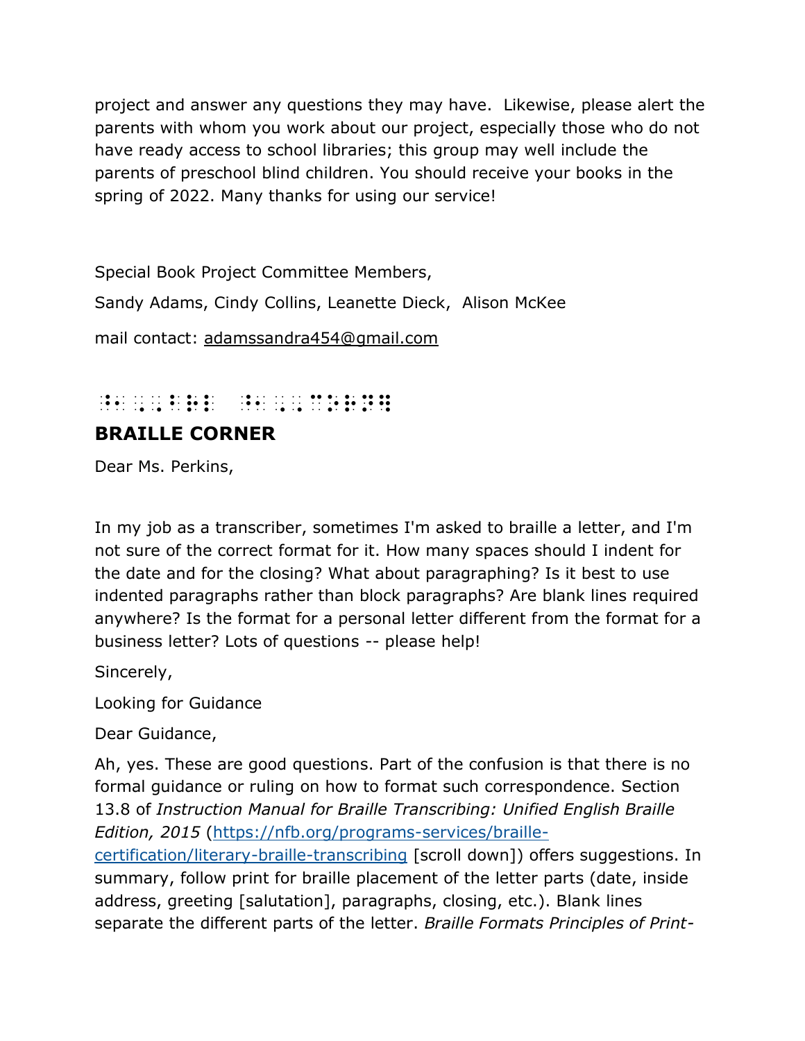project and answer any questions they may have. Likewise, please alert the parents with whom you work about our project, especially those who do not have ready access to school libraries; this group may well include the parents of preschool blind children. You should receive your books in the spring of 2022. Many thanks for using our service!

Special Book Project Committee Members,

Sandy Adams, Cindy Collins, Leanette Dieck, Alison McKee

mail contact: adamssandra454@gmail.com

⠘⠂⠠⠠⠃⠗⠇ ⠘⠂⠠⠠⠉⠕⠗⠝⠻

## BRAILLE CORNER

Dear Ms. Perkins,

In my job as a transcriber, sometimes I'm asked to braille a letter, and I'm not sure of the correct format for it. How many spaces should I indent for the date and for the closing? What about paragraphing? Is it best to use indented paragraphs rather than block paragraphs? Are blank lines required anywhere? Is the format for a personal letter different from the format for a business letter? Lots of questions -- please help!

Sincerely,

Looking for Guidance

Dear Guidance,

Ah, yes. These are good questions. Part of the confusion is that there is no formal guidance or ruling on how to format such correspondence. Section 13.8 of *Instruction Manual for Braille Transcribing: Unified English Braille Edition, 2015* (https://nfb.org/programs-services/braille-certification/literary-braille-transcribing [scroll down]) offers suggestions. In summary, follow print for braille placement of the letter parts (date, inside address, greeting [salutation], paragraphs, closing, etc.). Blank lines separate the different parts of the letter. *Braille Formats Principles of Print-*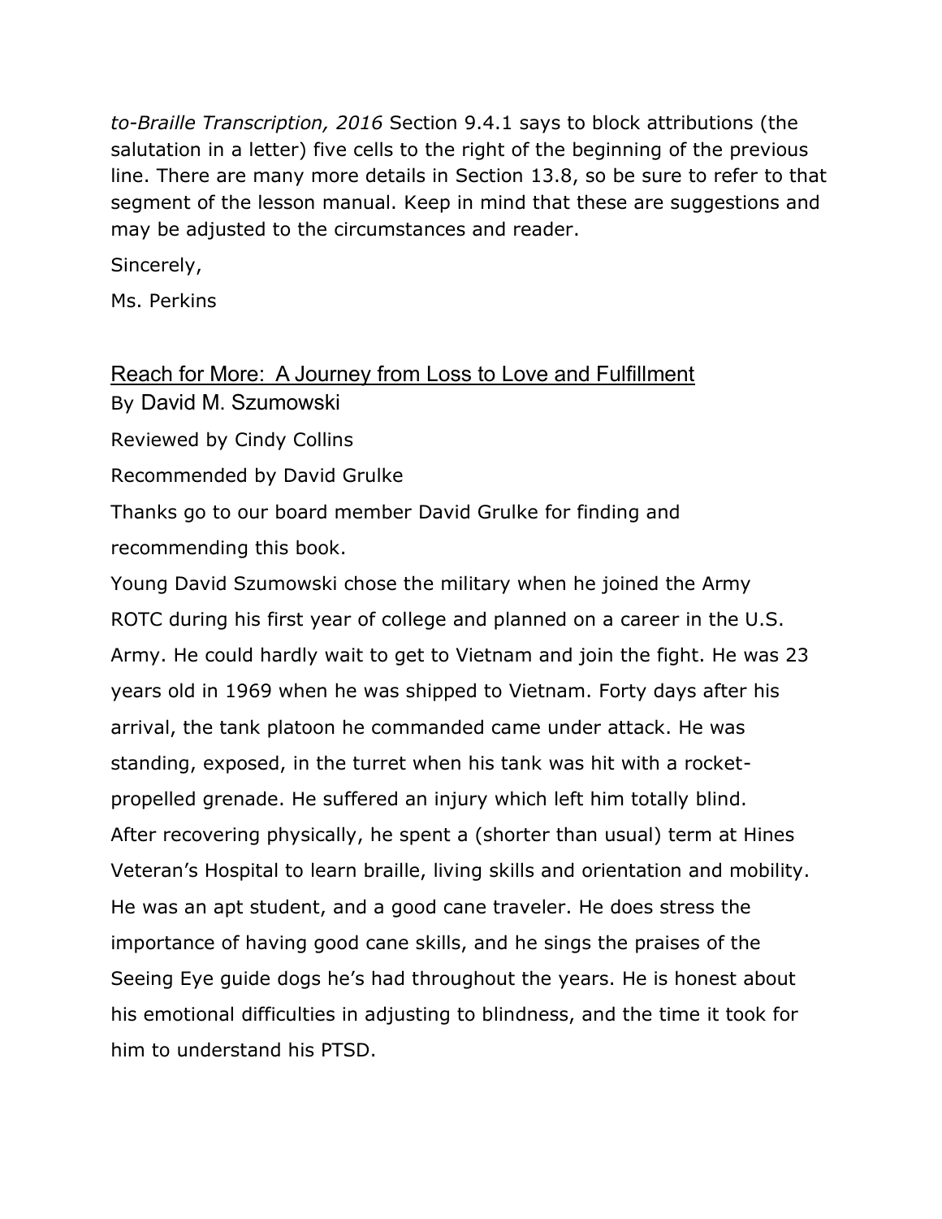*to-Braille Transcription, 2016* Section 9.4.1 says to block attributions (the salutation in a letter) five cells to the right of the beginning of the previous line. There are many more details in Section 13.8, so be sure to refer to that segment of the lesson manual. Keep in mind that these are suggestions and may be adjusted to the circumstances and reader.

Sincerely,

Ms. Perkins

## Reach for More: A Journey from Loss to Love and Fulfillment

By David M. Szumowski

Reviewed by Cindy Collins

Recommended by David Grulke

Thanks go to our board member David Grulke for finding and recommending this book.

Young David Szumowski chose the military when he joined the Army ROTC during his first year of college and planned on a career in the U.S. Army. He could hardly wait to get to Vietnam and join the fight. He was 23 years old in 1969 when he was shipped to Vietnam. Forty days after his arrival, the tank platoon he commanded came under attack. He was standing, exposed, in the turret when his tank was hit with a rocket-propelled grenade. He suffered an injury which left him totally blind.

After recovering physically, he spent a (shorter than usual) term at Hines Veteran's Hospital to learn braille, living skills and orientation and mobility. He was an apt student, and a good cane traveler. He does stress the importance of having good cane skills, and he sings the praises of the Seeing Eye guide dogs he's had throughout the years. He is honest about his emotional difficulties in adjusting to blindness, and the time it took for him to understand his PTSD.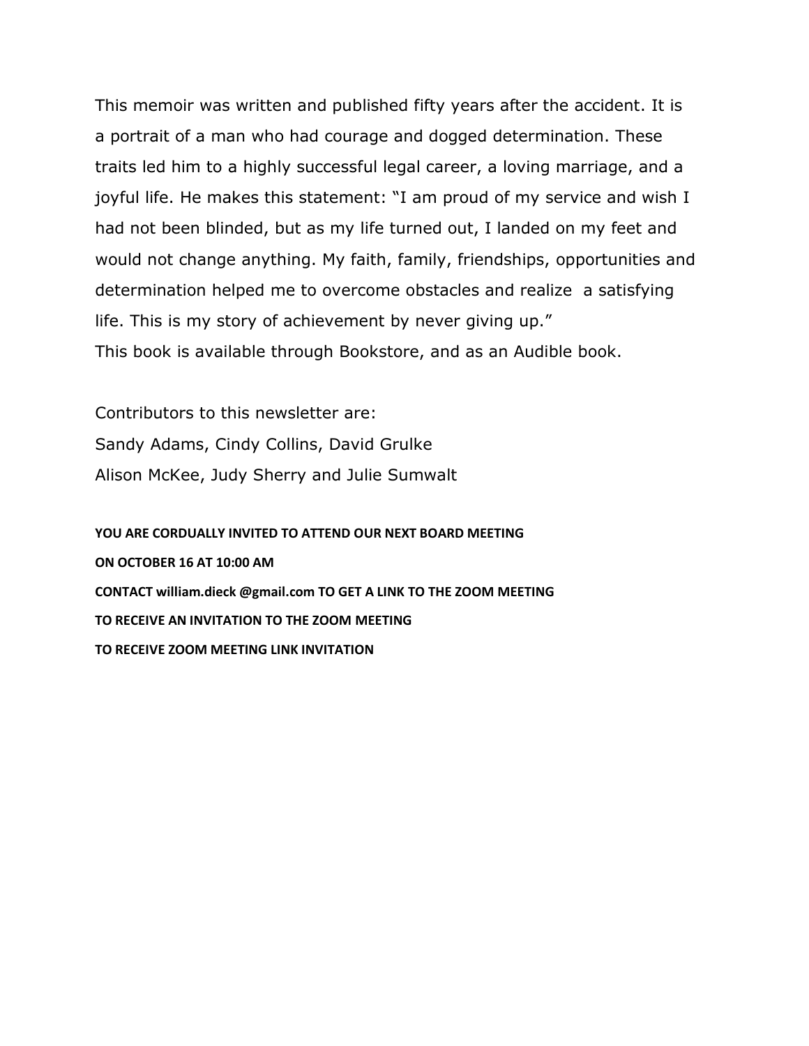This memoir was written and published fifty years after the accident. It is a portrait of a man who had courage and dogged determination. These traits led him to a highly successful legal career, a loving marriage, and a joyful life. He makes this statement: “I am proud of my service and wish I had not been blinded, but as my life turned out, I landed on my feet and would not change anything. My faith, family, friendships, opportunities and determination helped me to overcome obstacles and realize a satisfying life. This is my story of achievement by never giving up.”
This book is available through Bookstore, and as an Audible book.

Contributors to this newsletter are:
Sandy Adams, Cindy Collins, David Grulke
Alison McKee, Judy Sherry and Julie Sumwalt

**YOU ARE CORDUALLY INVITED TO ATTEND OUR NEXT BOARD MEETING**
**ON OCTOBER 16 AT 10:00 AM**
**CONTACT william.dieck @gmail.com TO GET A LINK TO THE ZOOM MEETING**
**TO RECEIVE AN INVITATION TO THE ZOOM MEETING**
**TO RECEIVE ZOOM MEETING LINK INVITATION**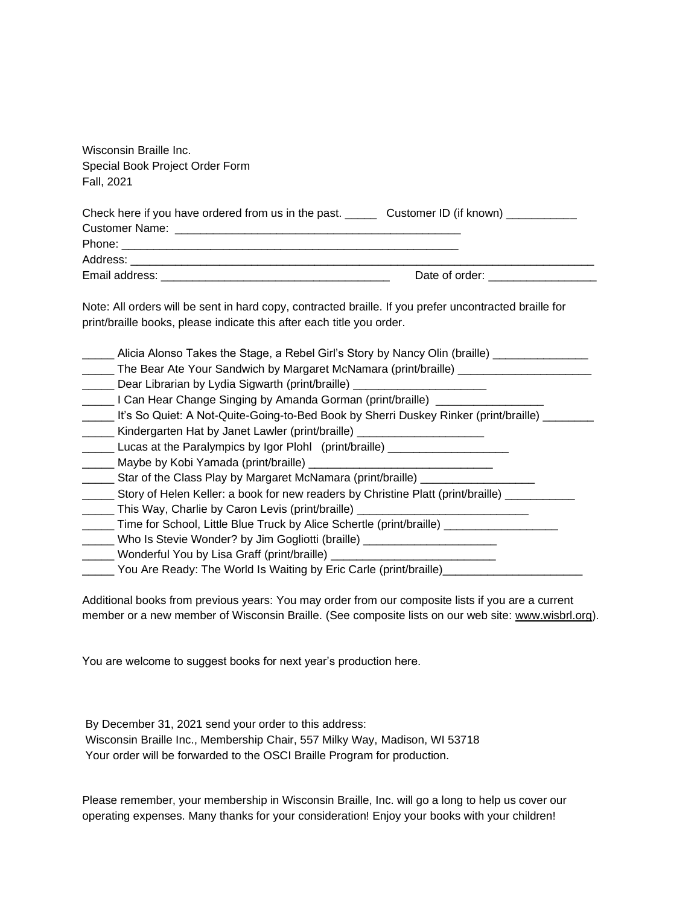Wisconsin Braille Inc.
Special Book Project Order Form
Fall, 2021

Check here if you have ordered from us in the past. _____ Customer ID (if known) ___________
Customer Name: _____________________________________________
Phone: _______________________________________________________
Address: ____________________________________________________________________________
Email address: ____________________________________ Date of order: _________________

Note: All orders will be sent in hard copy, contracted braille. If you prefer uncontracted braille for print/braille books, please indicate this after each title you order.

_____ Alicia Alonso Takes the Stage, a Rebel Girl's Story by Nancy Olin (braille) _______________
_____ The Bear Ate Your Sandwich by Margaret McNamara (print/braille) _____________________
_____ Dear Librarian by Lydia Sigwarth (print/braille) _____________________
_____ I Can Hear Change Singing by Amanda Gorman (print/braille) ________________
_____ It's So Quiet: A Not-Quite-Going-to-Bed Book by Sherri Duskey Rinker (print/braille) ________
_____ Kindergarten Hat by Janet Lawler (print/braille) ____________________
_____ Lucas at the Paralympics by Igor Plohl (print/braille) ___________________
_____ Maybe by Kobi Yamada (print/braille) _____________________________
_____ Star of the Class Play by Margaret McNamara (print/braille) __________________
_____ Story of Helen Keller: a book for new readers by Christine Platt (print/braille) ___________
_____ This Way, Charlie by Caron Levis (print/braille) ___________________________
_____ Time for School, Little Blue Truck by Alice Schertle (print/braille) _________________
_____ Who Is Stevie Wonder? by Jim Gogliotti (braille) _____________________
_____ Wonderful You by Lisa Graff (print/braille) _________________________
_____ You Are Ready: The World Is Waiting by Eric Carle (print/braille)______________________

Additional books from previous years: You may order from our composite lists if you are a current member or a new member of Wisconsin Braille. (See composite lists on our web site: www.wisbrl.org).

You are welcome to suggest books for next year's production here.

By December 31, 2021 send your order to this address:
Wisconsin Braille Inc., Membership Chair, 557 Milky Way, Madison, WI 53718
Your order will be forwarded to the OSCI Braille Program for production.

Please remember, your membership in Wisconsin Braille, Inc. will go a long to help us cover our operating expenses. Many thanks for your consideration! Enjoy your books with your children!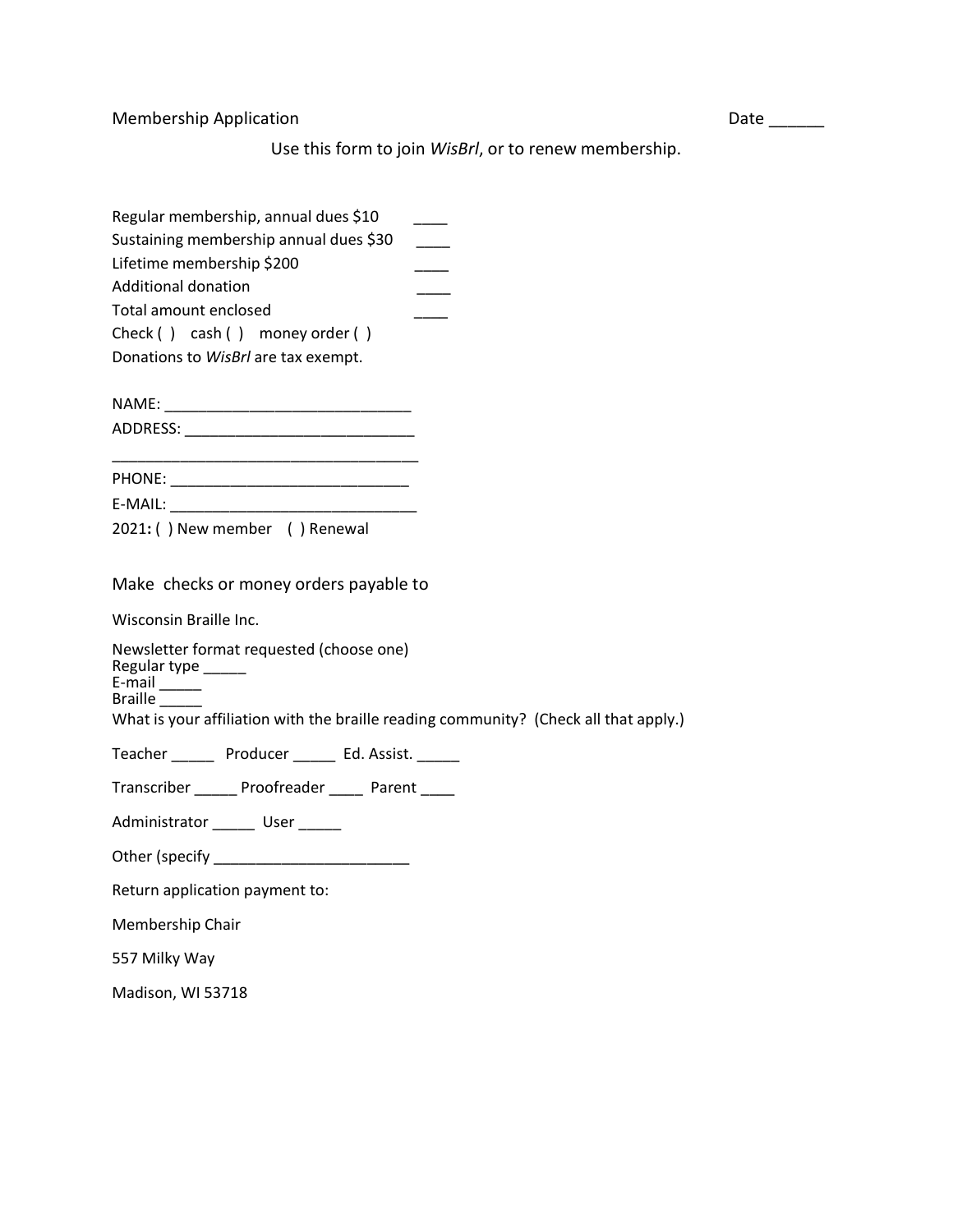Membership Application Date ______

Use this form to join *WisBrl*, or to renew membership.

Regular membership, annual dues $10 ____
Sustaining membership annual dues $30 ____
Lifetime membership $200 ____
Additional donation ____
Total amount enclosed ____
Check ( ) cash ( ) money order ( )
Donations to *WisBrl* are tax exempt.

NAME: _____________________________
ADDRESS: ___________________________
____________________________________
PHONE: _____________________________
E-MAIL: _____________________________
2021**:** ( ) New member ( ) Renewal

Make checks or money orders payable to

Wisconsin Braille Inc.

Newsletter format requested (choose one)
Regular type _____
E-mail _____
Braille _____
What is your affiliation with the braille reading community? (Check all that apply.)

Teacher _____ Producer _____ Ed. Assist. _____

Transcriber _____ Proofreader ____ Parent ____

Administrator _____ User _____

Other (specify _______________________

Return application payment to:

Membership Chair

557 Milky Way

Madison, WI 53718